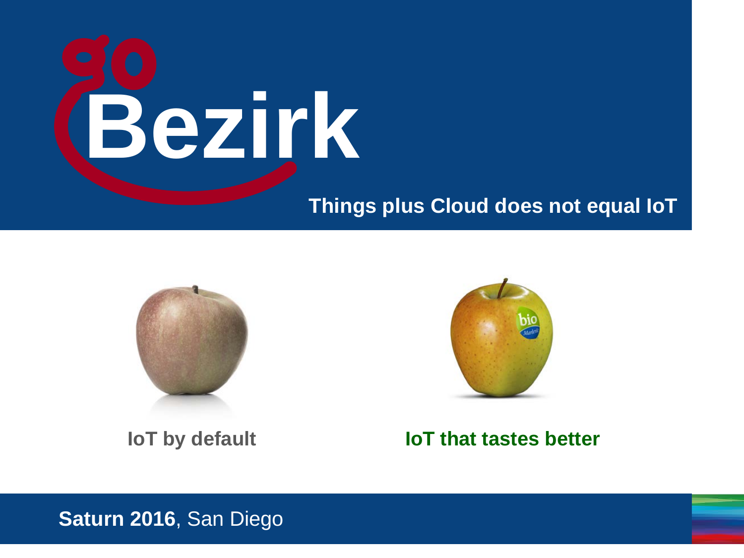# goBezirk

## Things plus Cloud does not equal IoT

**IoT by default**

**IoT that tastes better**

**Saturn 2016**, San Diego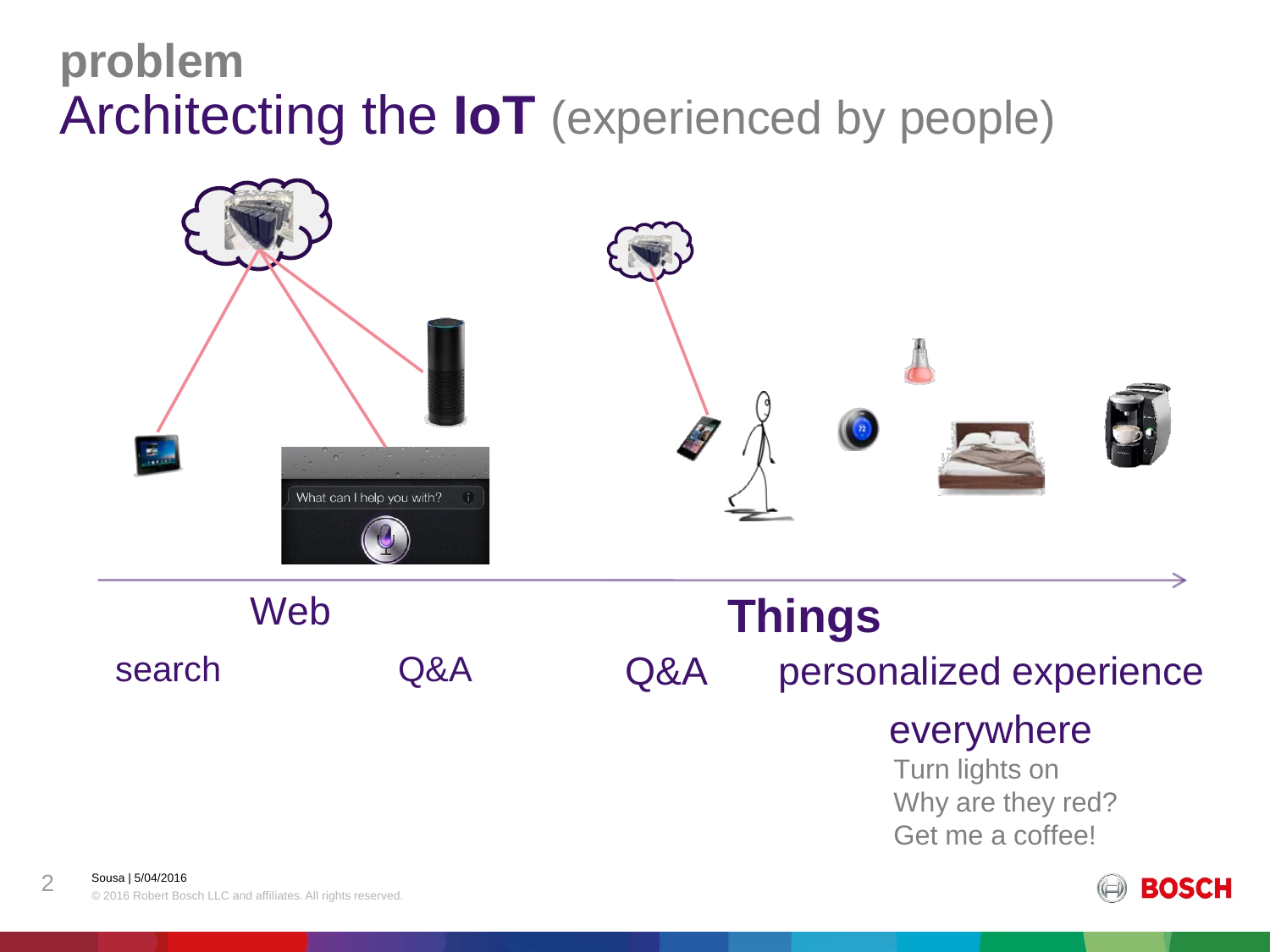# problem

## Architecting the **IoT** (experienced by people)

What can I help you with?

Web

search

Q&A

**Things**

Q&A

personalized experience

everywhere

Turn lights on

Why are they red?

Get me a coffee!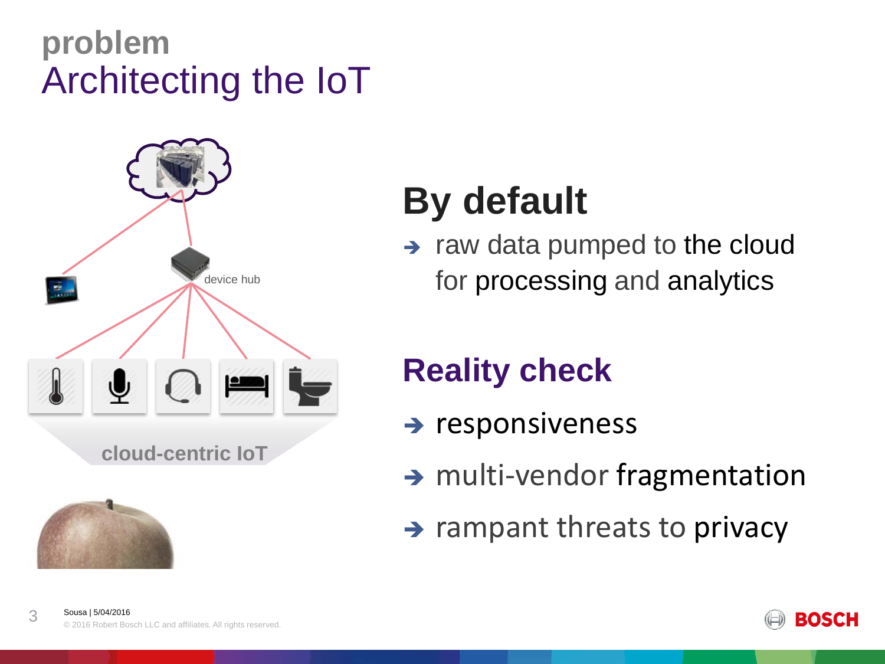**problem**

# Architecting the IoT

device hub

**cloud-centric IoT**

## By default

- ➔ raw data pumped to the cloud for processing and analytics

## Reality check

- ➔ responsiveness
- ➔ multi-vendor fragmentation
- ➔ rampant threats to privacy

Sousa | 5/04/2016

© 2016 Robert Bosch LLC and affiliates. All rights reserved.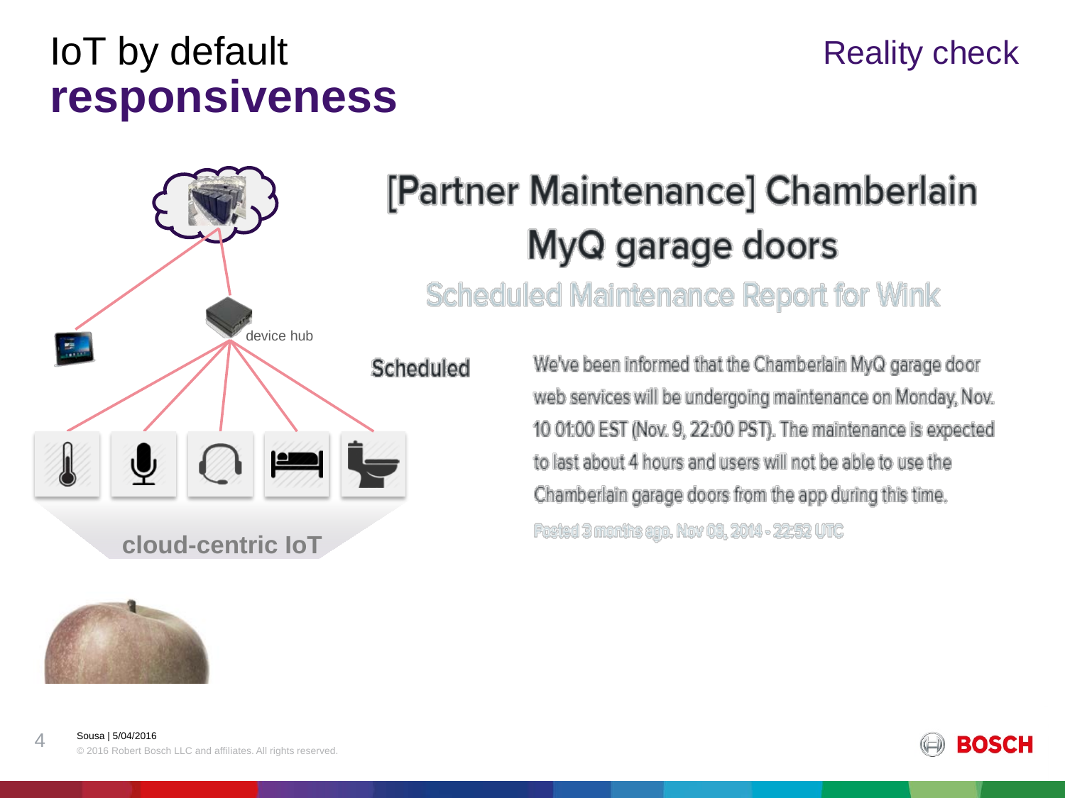# IoT by default **responsiveness**

Reality check

device hub

cloud-centric IoT

## [Partner Maintenance] Chamberlain MyQ garage doors

### Scheduled Maintenance Report for Wink

**Scheduled**

We've been informed that the Chamberlain MyQ garage door web services will be undergoing maintenance on Monday, Nov. 10 01:00 EST (Nov. 9, 22:00 PST). The maintenance is expected to last about 4 hours and users will not be able to use the Chamberlain garage doors from the app during this time.

Posted 3 months ago. Nov 08, 2014 - 22:52 UTC

Sousa | 5/04/2016

© 2016 Robert Bosch LLC and affiliates. All rights reserved.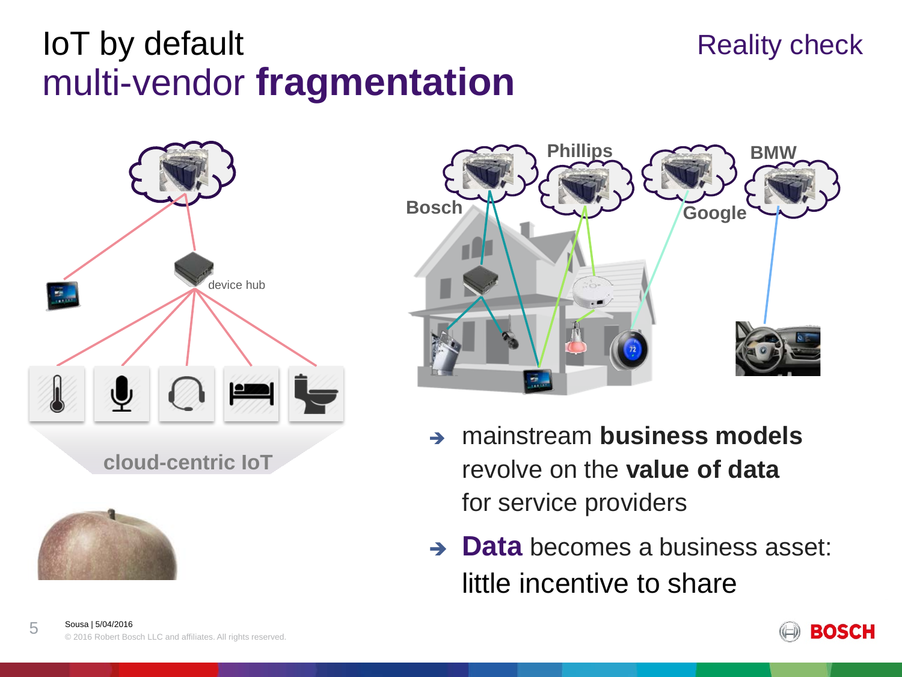# IoT by default
## multi-vendor **fragmentation**

Reality check

device hub

cloud-centric IoT

Bosch

Phillips

Google

BMW

- mainstream **business models** revolve on the **value of data** for service providers
- **Data** becomes a business asset: little incentive to share

Sousa | 5/04/2016

© 2016 Robert Bosch LLC and affiliates. All rights reserved.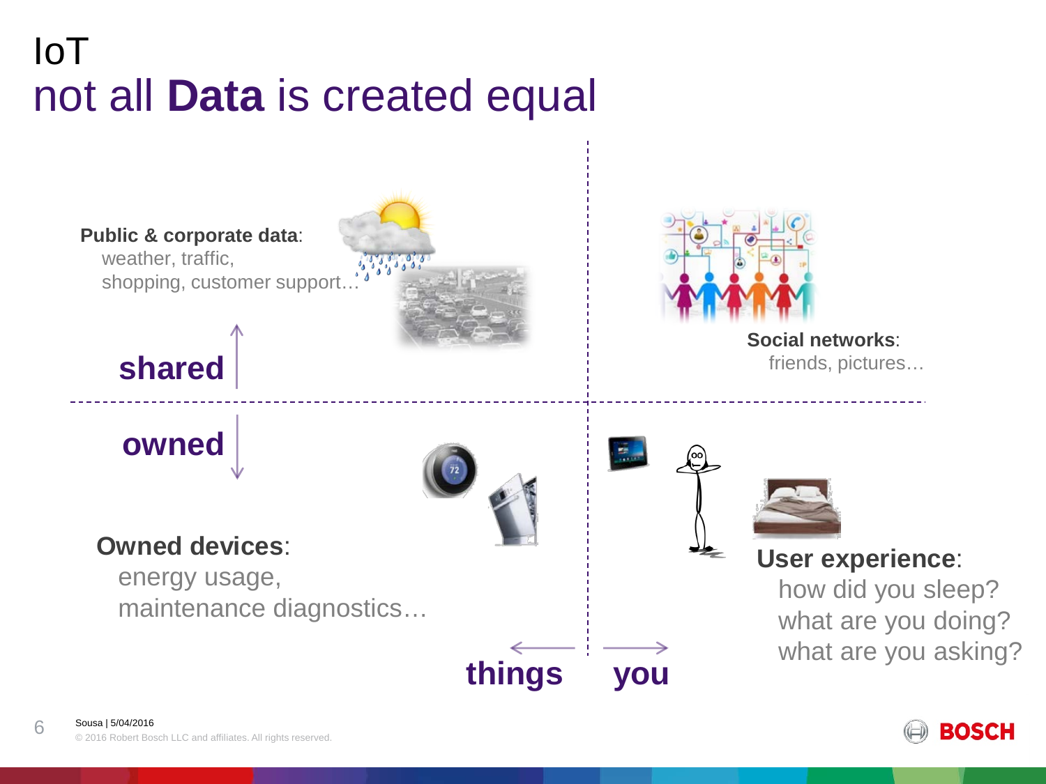# IoT
## not all **Data** is created equal

**Public & corporate data**:
weather, traffic,
shopping, customer support…

**Social networks**:
friends, pictures…

**shared**

**owned**

**Owned devices**:
energy usage,
maintenance diagnostics…

**User experience**:
how did you sleep?
what are you doing?
what are you asking?

**things** **you**

Sousa | 5/04/2016

© 2016 Robert Bosch LLC and affiliates. All rights reserved.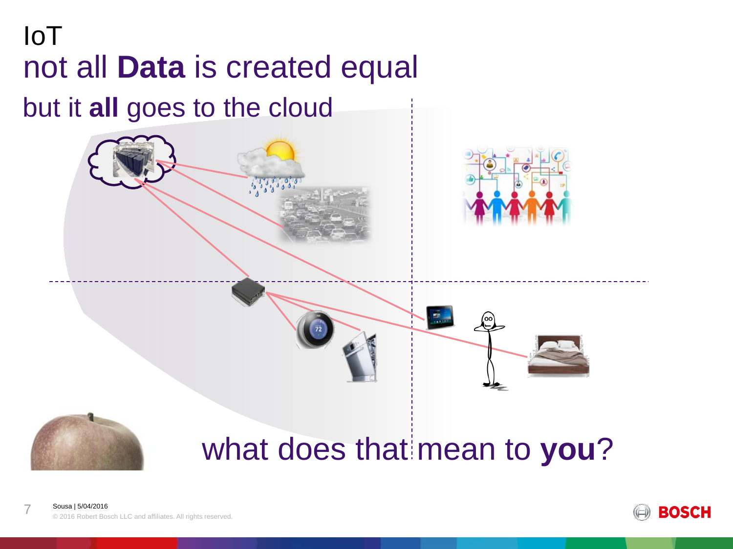# IoT

## not all **Data** is created equal

### but it **all** goes to the cloud

what does that mean to **you**?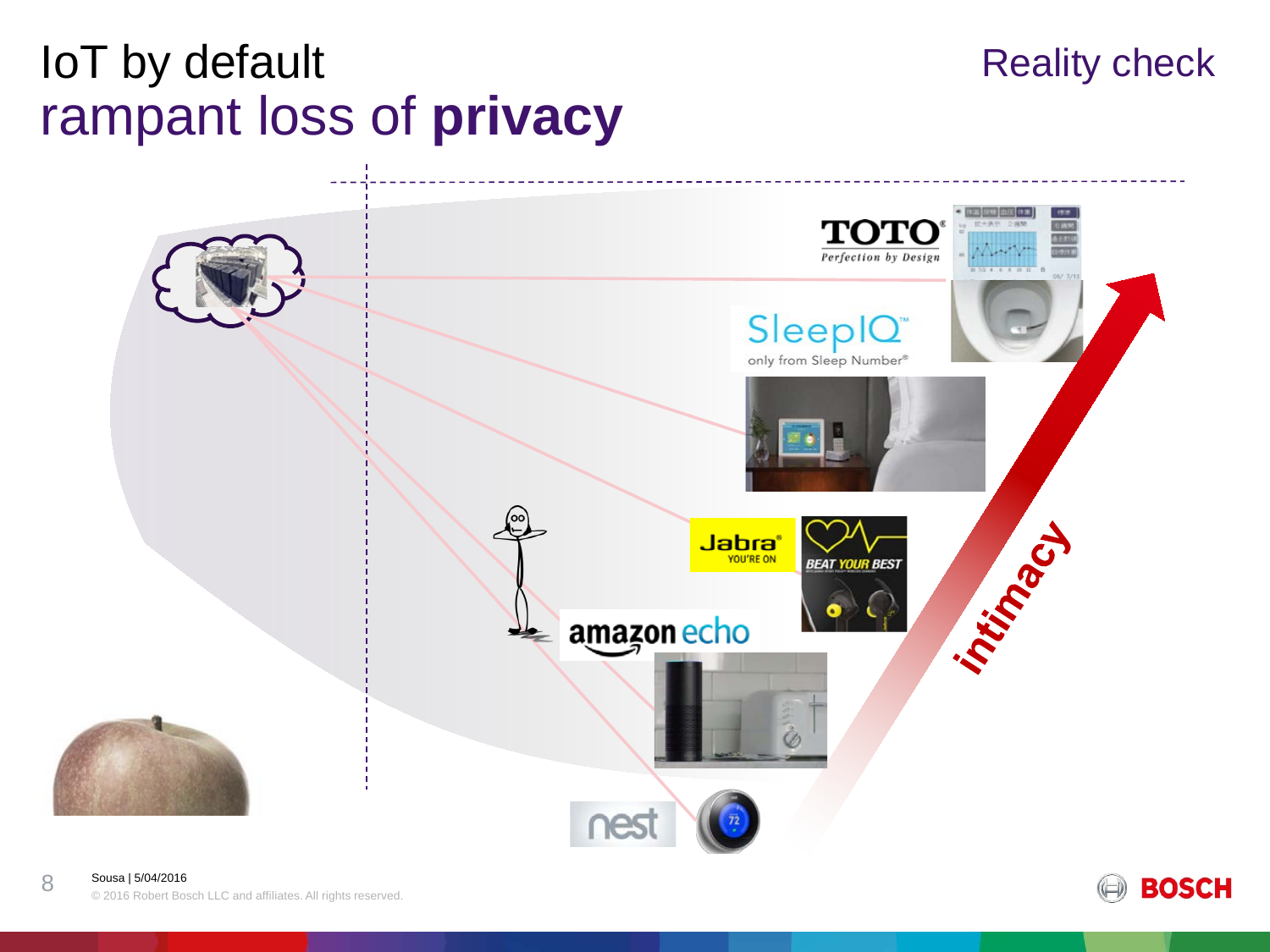# IoT by default
## rampant loss of **privacy**

Reality check

TOTO® Perfection by Design

SleepIQ™ only from Sleep Number®

Jabra® YOU'RE ON

BEAT YOUR BEST

amazon echo

nest

intimacy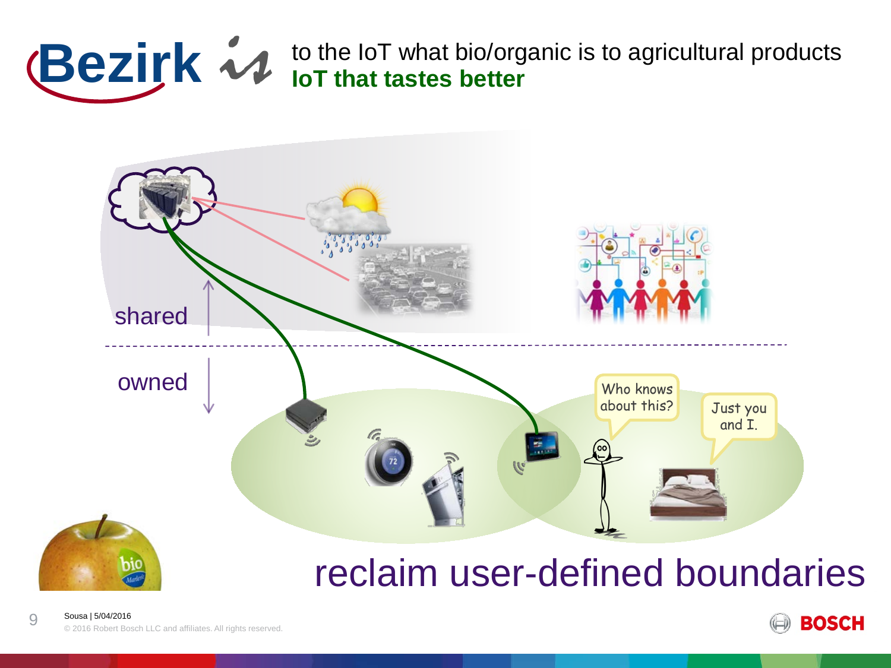# Bezirk *is* to the IoT what bio/organic is to agricultural products

**IoT that tastes better**

shared

owned

Who knows about this?

Just you and I.

## reclaim user-defined boundaries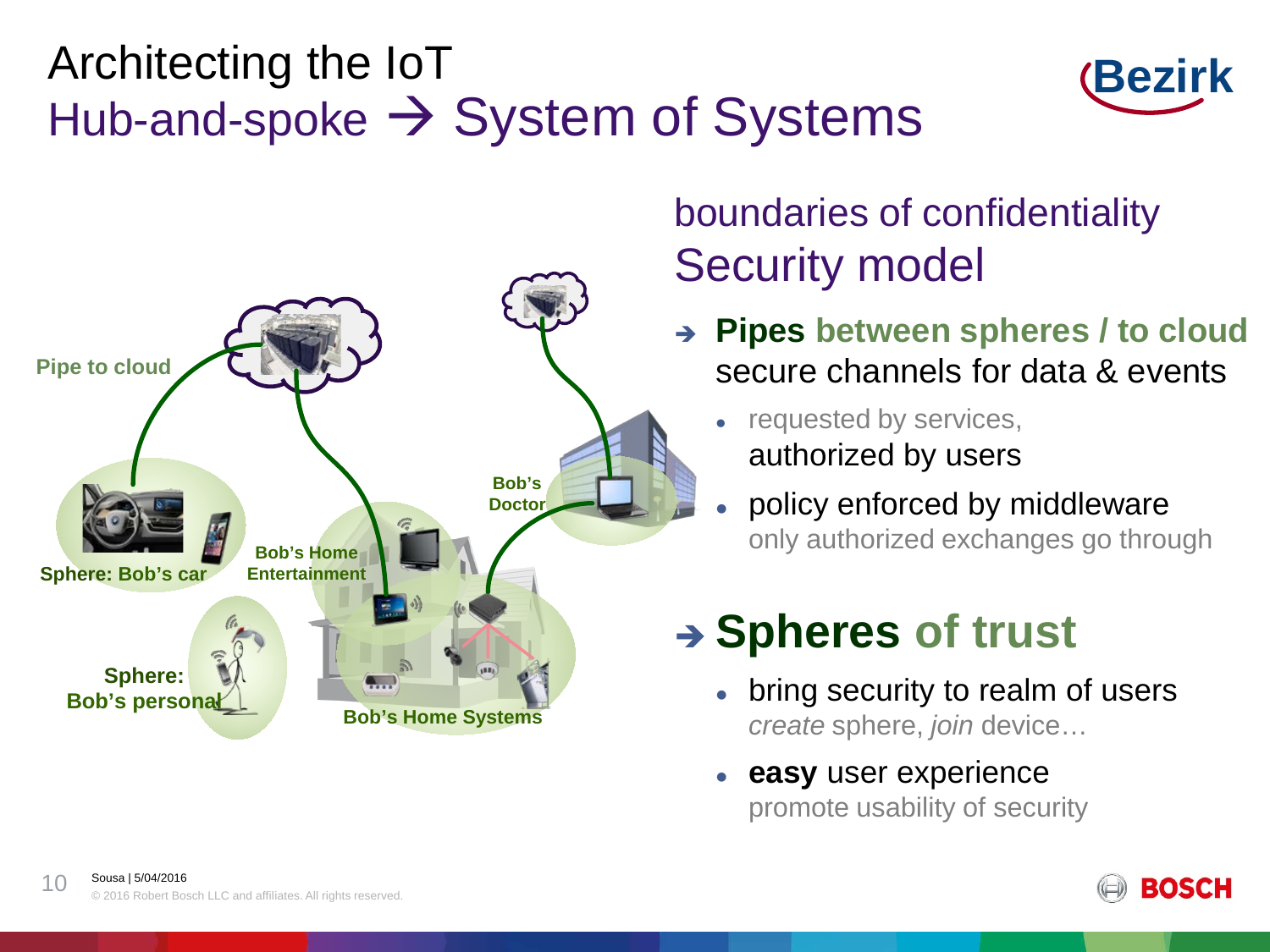# Architecting the IoT

## Hub-and-spoke → System of Systems

Pipe to cloud

Sphere: Bob's car

Bob's Home Entertainment

Bob's Doctor

Sphere: Bob's personal

Bob's Home Systems

### boundaries of confidentiality
### Security model

- → **Pipes between spheres / to cloud**
  secure channels for data & events
  - requested by services,
    authorized by users
  - policy enforced by middleware
    only authorized exchanges go through

## → Spheres of trust

- bring security to realm of users
  *create* sphere, *join* device…
- **easy** user experience
  promote usability of security

Sousa | 5/04/2016

© 2016 Robert Bosch LLC and affiliates. All rights reserved.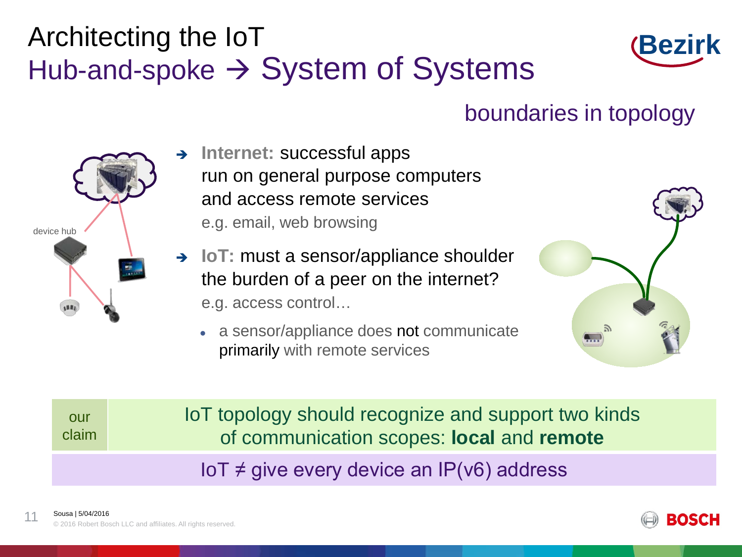# Architecting the IoT

## Hub-and-spoke → System of Systems

### boundaries in topology

device hub

- **Internet:** successful apps run on general purpose computers and access remote services
  e.g. email, web browsing
- **IoT:** must a sensor/appliance shoulder the burden of a peer on the internet?
  e.g. access control…
  - a sensor/appliance does not communicate primarily with remote services

| our claim | IoT topology should recognize and support two kinds of communication scopes: **local** and **remote** |
|---|---|

IoT ≠ give every device an IP(v6) address

Sousa | 5/04/2016
© 2016 Robert Bosch LLC and affiliates. All rights reserved.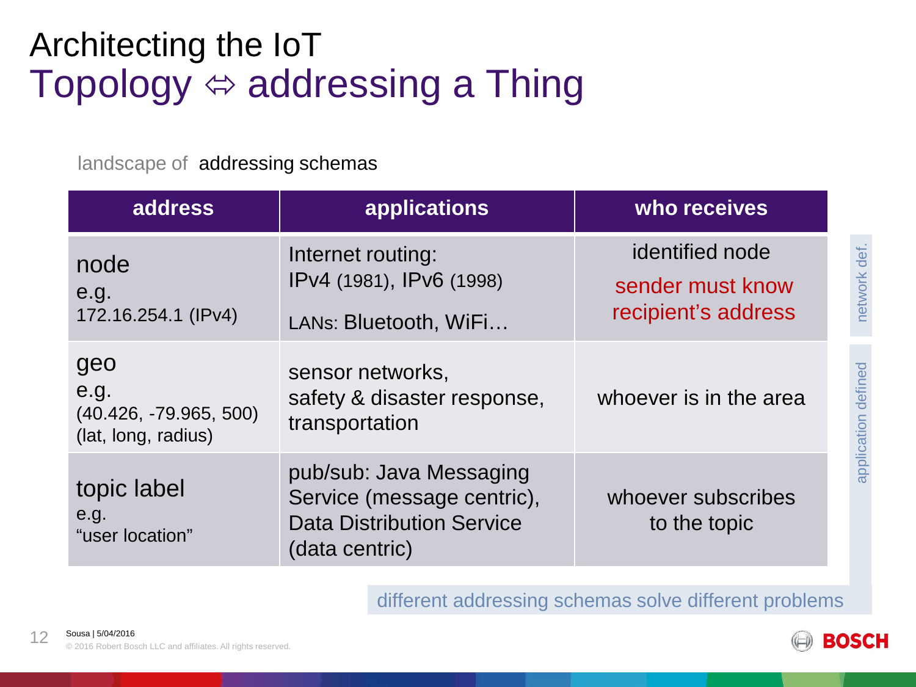# Architecting the IoT

## Topology ⇔ addressing a Thing

landscape of addressing schemas

| address | applications | who receives |
|---|---|---|
| node e.g. 172.16.254.1 (IPv4) | Internet routing: IPv4 (1981), IPv6 (1998) LANs: Bluetooth, WiFi… | identified node sender must know recipient's address |
| geo e.g. (40.426, -79.965, 500) (lat, long, radius) | sensor networks, safety & disaster response, transportation | whoever is in the area |
| topic label e.g. "user location" | pub/sub: Java Messaging Service (message centric), Data Distribution Service (data centric) | whoever subscribes to the topic |

network def. (node) · application defined (geo, topic label)

different addressing schemas solve different problems

Sousa | 5/04/2016

© 2016 Robert Bosch LLC and affiliates. All rights reserved.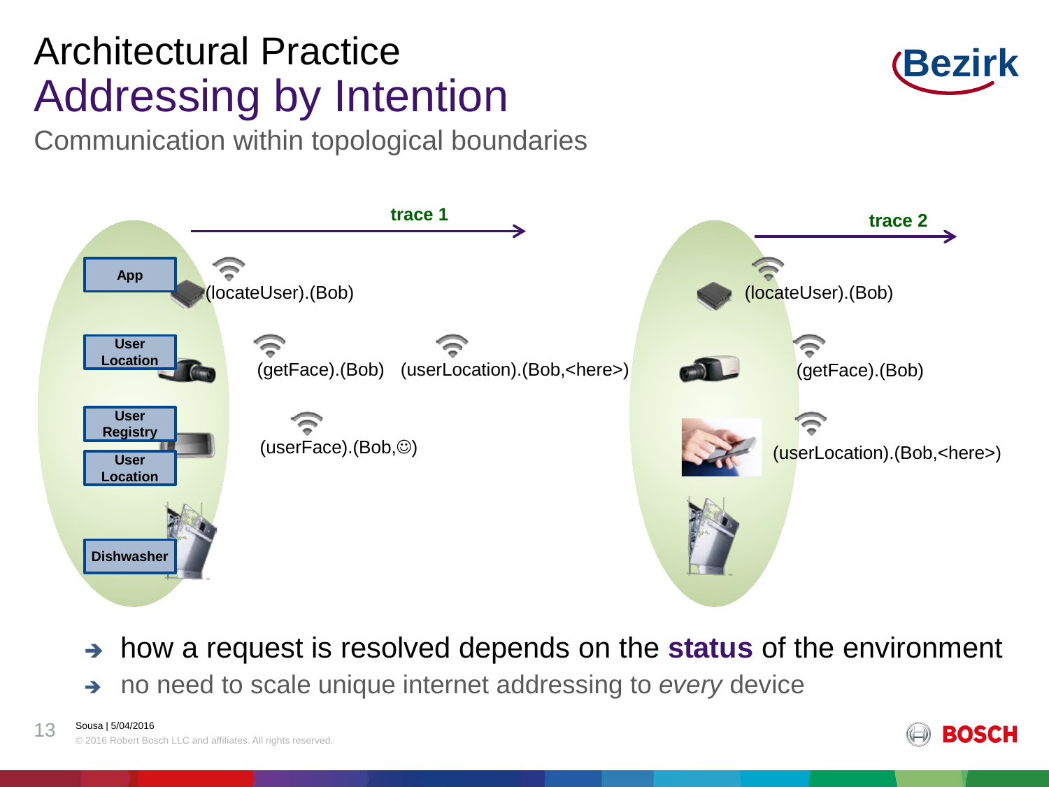# Architectural Practice

## Addressing by Intention

Communication within topological boundaries

**trace 1**

- App
- User Location
- User Registry
- User Location
- Dishwasher

(locateUser).(Bob)

(getFace).(Bob) (userLocation).(Bob,<here>)

(userFace).(Bob,☺)

**trace 2**

(locateUser).(Bob)

(getFace).(Bob)

(userLocation).(Bob,<here>)

- ➔ how a request is resolved depends on the **status** of the environment
- ➔ no need to scale unique internet addressing to *every* device

Sousa | 5/04/2016

© 2016 Robert Bosch LLC and affiliates. All rights reserved.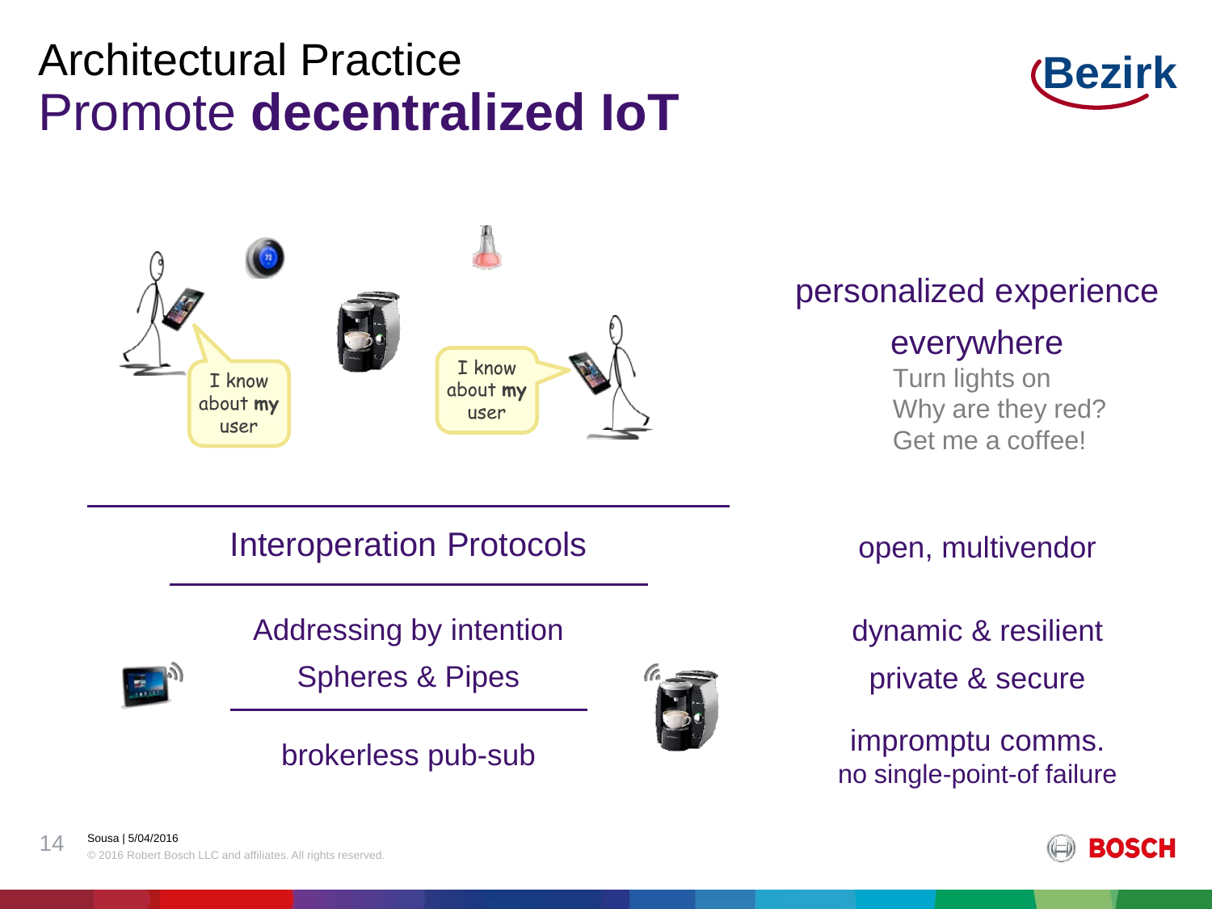# Architectural Practice

## Promote **decentralized IoT**

Bezirk

I know about **my** user

I know about **my** user

personalized experience

everywhere

Turn lights on

Why are they red?

Get me a coffee!

Interoperation Protocols

open, multivendor

Addressing by intention

Spheres & Pipes

dynamic & resilient

private & secure

brokerless pub-sub

impromptu comms.

no single-point-of failure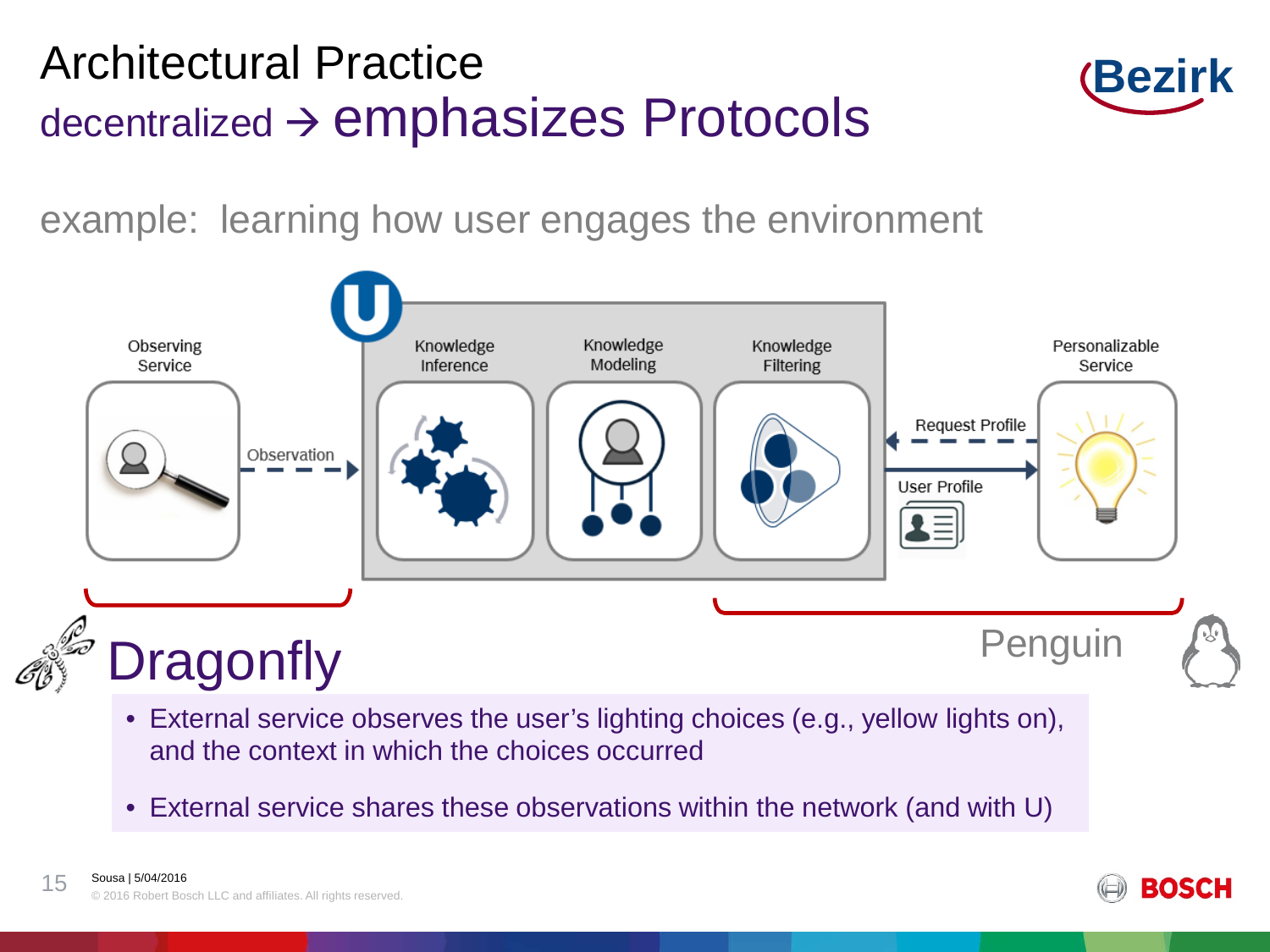# Architectural Practice

## decentralized → emphasizes Protocols

example: learning how user engages the environment

Observing Service — Observation → Knowledge Inference | Knowledge Modeling | Knowledge Filtering ← Request Profile — User Profile → Personalizable Service

## Dragonfly

Penguin

- External service observes the user's lighting choices (e.g., yellow lights on), and the context in which the choices occurred
- External service shares these observations within the network (and with U)

Sousa | 5/04/2016

© 2016 Robert Bosch LLC and affiliates. All rights reserved.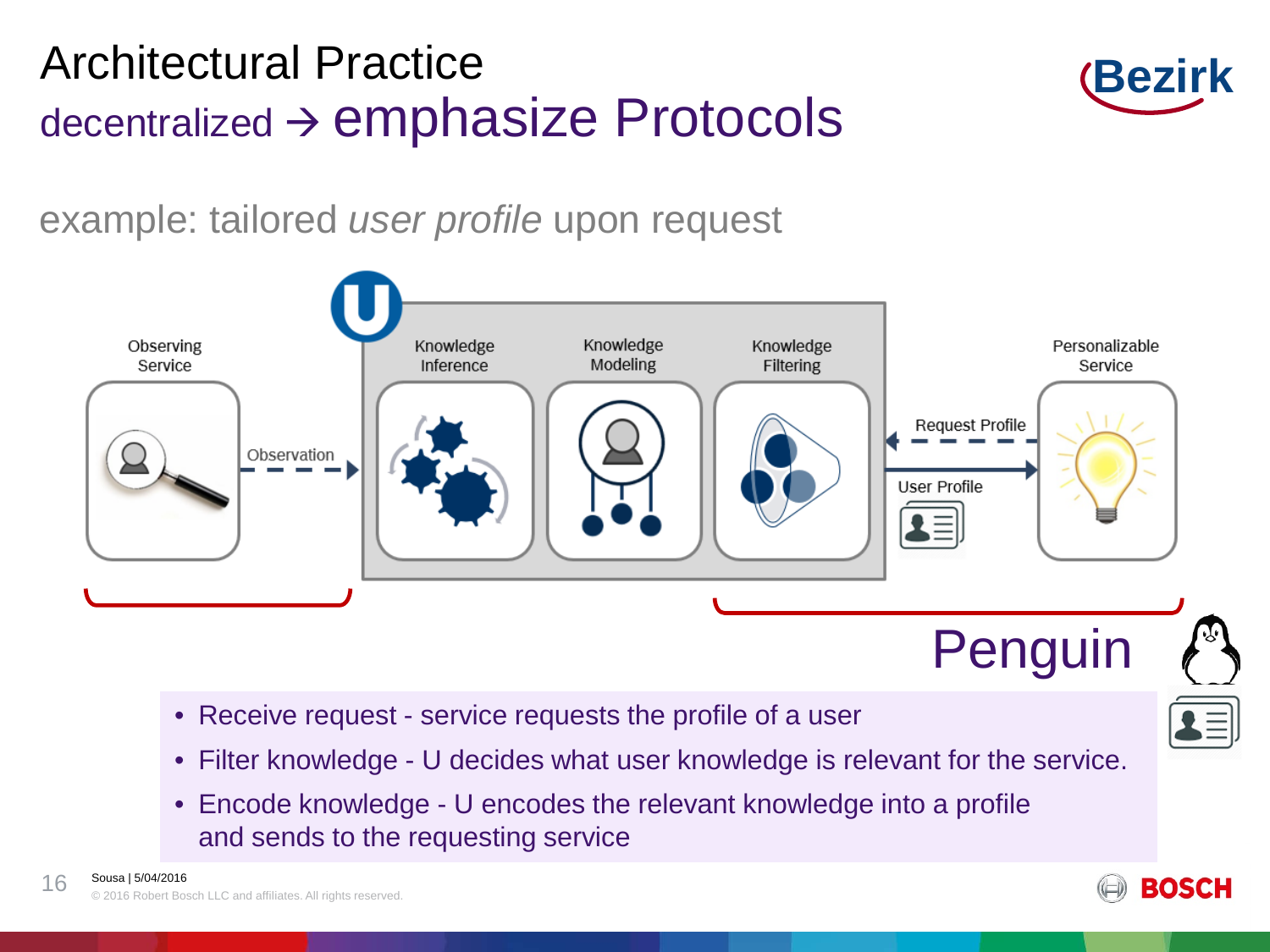# Architectural Practice

## decentralized → emphasize Protocols

example: tailored *user profile* upon request

Observing Service

Observation

Knowledge Inference

Knowledge Modeling

Knowledge Filtering

Request Profile

User Profile

Personalizable Service

Penguin

- Receive request - service requests the profile of a user
- Filter knowledge - U decides what user knowledge is relevant for the service.
- Encode knowledge - U encodes the relevant knowledge into a profile and sends to the requesting service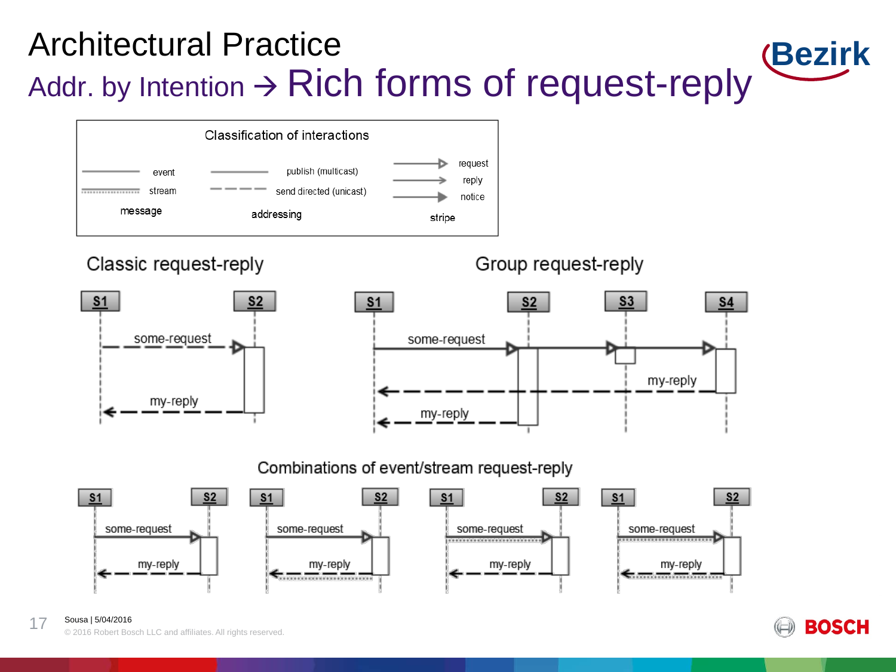# Architectural Practice

## Addr. by Intention → Rich forms of request-reply

**Classification of interactions**

| message | addressing | stripe |
|---|---|---|
| event | publish (multicast) | request |
| stream | send directed (unicast) | reply |
| | | notice |

### Classic request-reply

S1, S2

some-request

my-reply

### Group request-reply

S1, S2, S3, S4

some-request

my-reply

my-reply

### Combinations of event/stream request-reply

S1, S2 — some-request, my-reply

S1, S2 — some-request, my-reply

S1, S2 — some-request, my-reply

S1, S2 — some-request, my-reply

Sousa | 5/04/2016

© 2016 Robert Bosch LLC and affiliates. All rights reserved.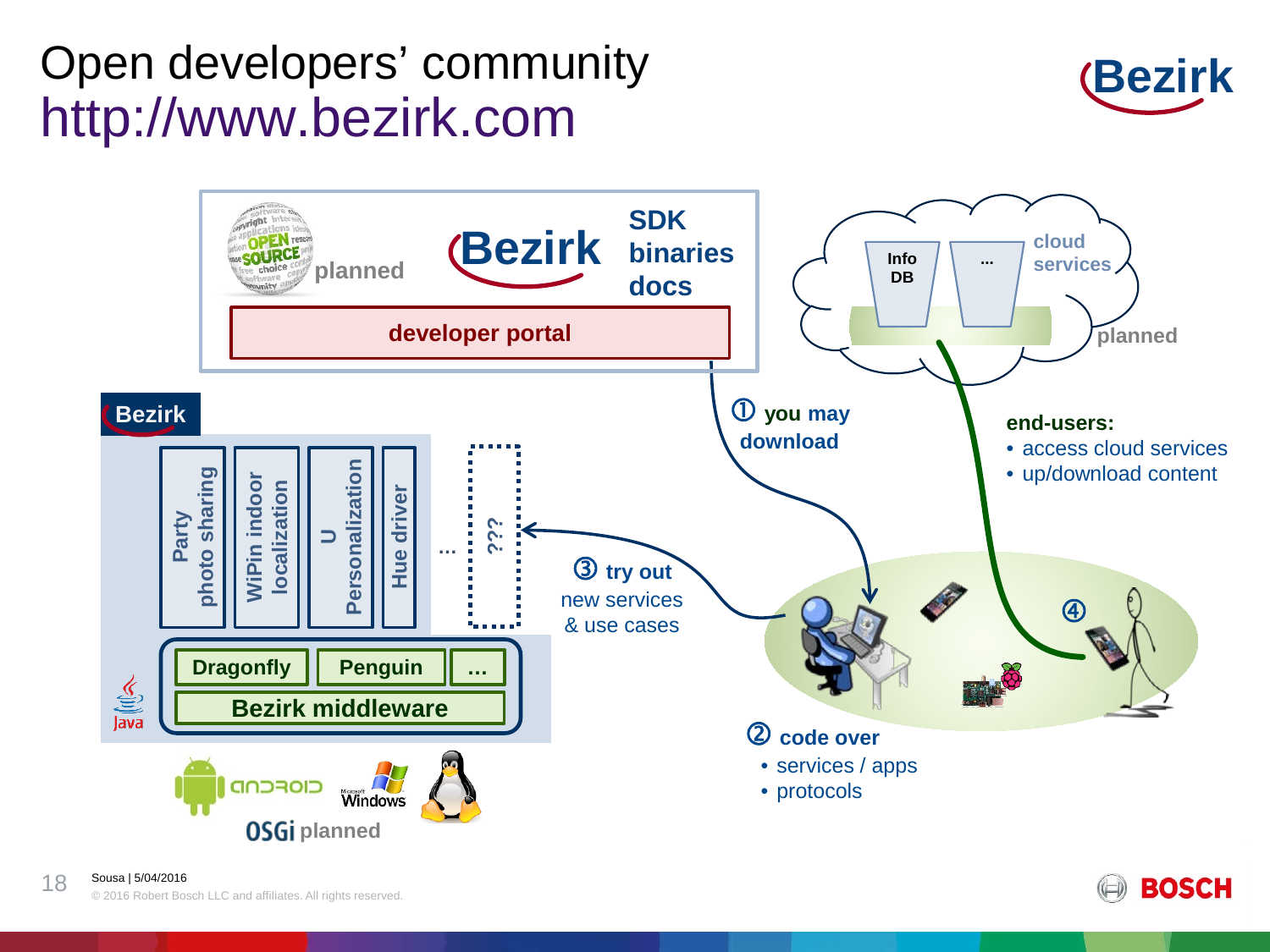# Open developers' community
## http://www.bezirk.com

Bezirk

planned

Bezirk

SDK
binaries
docs

developer portal

Info DB

...

cloud services

planned

① you may download

end-users:

- access cloud services
- up/download content

Bezirk

Party photo sharing

WiPin indoor localization

U Personalization

Hue driver

...

???

③ try out new services & use cases

④

Dragonfly

Penguin

...

Bezirk middleware

Java

② code over

- services / apps
- protocols

android

Windows

OSGi planned

Sousa | 5/04/2016

© 2016 Robert Bosch LLC and affiliates. All rights reserved.

BOSCH